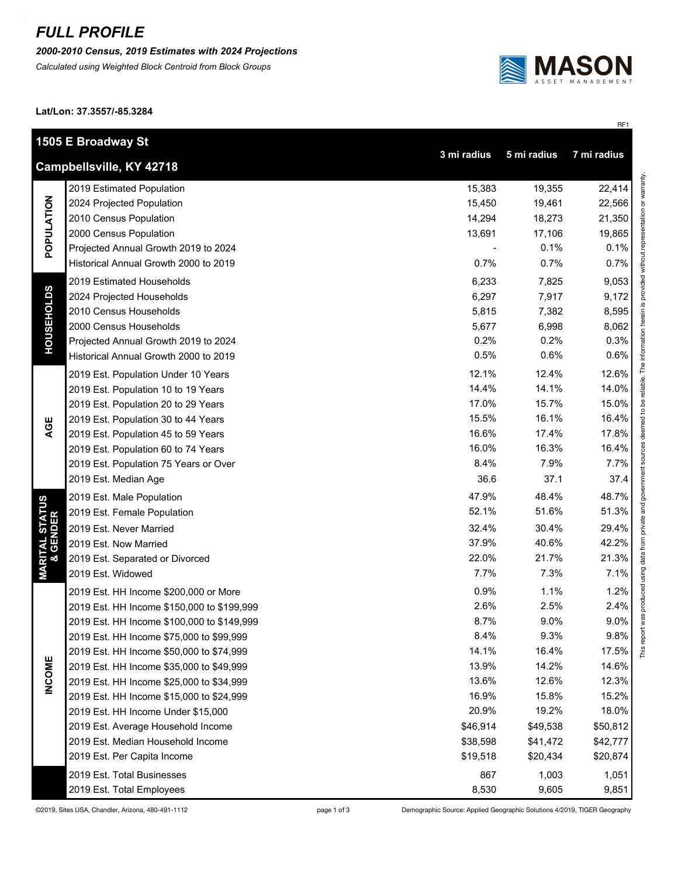# FULL PROFILE

***2000-2010 Census, 2019 Estimates with 2024 Projections***

*Calculated using Weighted Block Centroid from Block Groups*

MASON ASSET MANAGEMENT

**Lat/Lon: 37.3557/-85.3284**

RF1

| | **1505 E Broadway St Campbellsville, KY 42718** | **3 mi radius** | **5 mi radius** | **7 mi radius** |
|---|---|---|---|---|
| **POPULATION** | 2019 Estimated Population | 15,383 | 19,355 | 22,414 |
| | 2024 Projected Population | 15,450 | 19,461 | 22,566 |
| | 2010 Census Population | 14,294 | 18,273 | 21,350 |
| | 2000 Census Population | 13,691 | 17,106 | 19,865 |
| | Projected Annual Growth 2019 to 2024 | - | 0.1% | 0.1% |
| | Historical Annual Growth 2000 to 2019 | 0.7% | 0.7% | 0.7% |
| **HOUSEHOLDS** | 2019 Estimated Households | 6,233 | 7,825 | 9,053 |
| | 2024 Projected Households | 6,297 | 7,917 | 9,172 |
| | 2010 Census Households | 5,815 | 7,382 | 8,595 |
| | 2000 Census Households | 5,677 | 6,998 | 8,062 |
| | Projected Annual Growth 2019 to 2024 | 0.2% | 0.2% | 0.3% |
| | Historical Annual Growth 2000 to 2019 | 0.5% | 0.6% | 0.6% |
| **AGE** | 2019 Est. Population Under 10 Years | 12.1% | 12.4% | 12.6% |
| | 2019 Est. Population 10 to 19 Years | 14.4% | 14.1% | 14.0% |
| | 2019 Est. Population 20 to 29 Years | 17.0% | 15.7% | 15.0% |
| | 2019 Est. Population 30 to 44 Years | 15.5% | 16.1% | 16.4% |
| | 2019 Est. Population 45 to 59 Years | 16.6% | 17.4% | 17.8% |
| | 2019 Est. Population 60 to 74 Years | 16.0% | 16.3% | 16.4% |
| | 2019 Est. Population 75 Years or Over | 8.4% | 7.9% | 7.7% |
| | 2019 Est. Median Age | 36.6 | 37.1 | 37.4 |
| **MARITAL STATUS & GENDER** | 2019 Est. Male Population | 47.9% | 48.4% | 48.7% |
| | 2019 Est. Female Population | 52.1% | 51.6% | 51.3% |
| | 2019 Est. Never Married | 32.4% | 30.4% | 29.4% |
| | 2019 Est. Now Married | 37.9% | 40.6% | 42.2% |
| | 2019 Est. Separated or Divorced | 22.0% | 21.7% | 21.3% |
| | 2019 Est. Widowed | 7.7% | 7.3% | 7.1% |
| **INCOME** | 2019 Est. HH Income $200,000 or More | 0.9% | 1.1% | 1.2% |
| | 2019 Est. HH Income $150,000 to $199,999 | 2.6% | 2.5% | 2.4% |
| | 2019 Est. HH Income $100,000 to $149,999 | 8.7% | 9.0% | 9.0% |
| | 2019 Est. HH Income $75,000 to $99,999 | 8.4% | 9.3% | 9.8% |
| | 2019 Est. HH Income $50,000 to $74,999 | 14.1% | 16.4% | 17.5% |
| | 2019 Est. HH Income $35,000 to $49,999 | 13.9% | 14.2% | 14.6% |
| | 2019 Est. HH Income $25,000 to $34,999 | 13.6% | 12.6% | 12.3% |
| | 2019 Est. HH Income $15,000 to $24,999 | 16.9% | 15.8% | 15.2% |
| | 2019 Est. HH Income Under $15,000 | 20.9% | 19.2% | 18.0% |
| | 2019 Est. Average Household Income | $46,914 | $49,538 | $50,812 |
| | 2019 Est. Median Household Income | $38,598 | $41,472 | $42,777 |
| | 2019 Est. Per Capita Income | $19,518 | $20,434 | $20,874 |
| | 2019 Est. Total Businesses | 867 | 1,003 | 1,051 |
| | 2019 Est. Total Employees | 8,530 | 9,605 | 9,851 |

This report was produced using data from private and government sources deemed to be reliable. The information herein is provided without representation or warranty.

©2019, Sites USA, Chandler, Arizona, 480-491-1112

Demographic Source: Applied Geographic Solutions 4/2019, TIGER Geography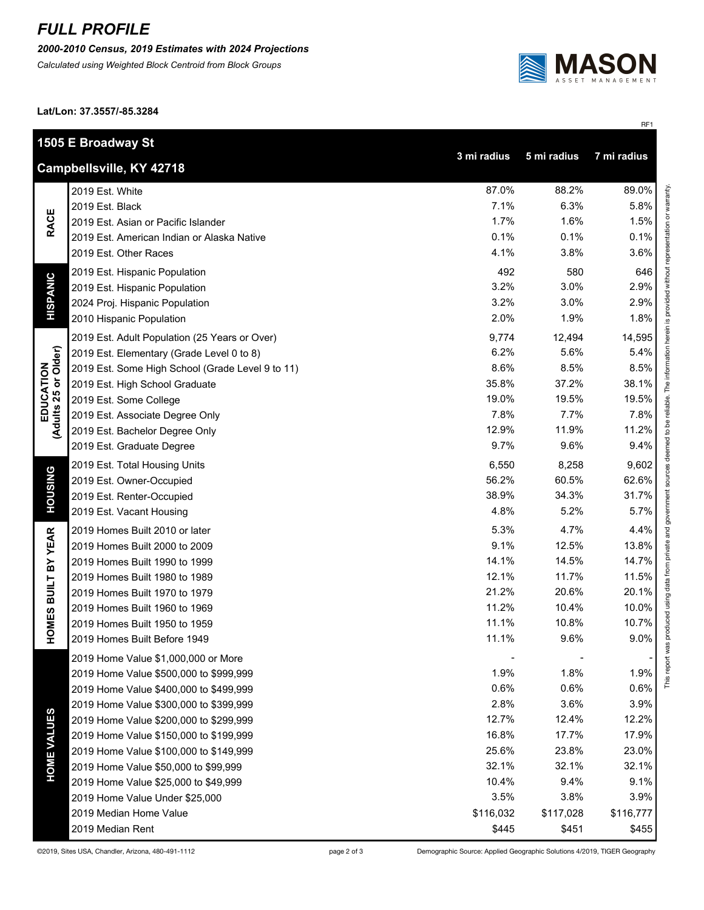# FULL PROFILE

***2000-2010 Census, 2019 Estimates with 2024 Projections***

*Calculated using Weighted Block Centroid from Block Groups*

**Lat/Lon: 37.3557/-85.3284**

RF1

| **1505 E Broadway St** **Campbellsville, KY 42718** | | **3 mi radius** | **5 mi radius** | **7 mi radius** |
|---|---|---|---|---|
| **RACE** | 2019 Est. White | 87.0% | 88.2% | 89.0% |
| | 2019 Est. Black | 7.1% | 6.3% | 5.8% |
| | 2019 Est. Asian or Pacific Islander | 1.7% | 1.6% | 1.5% |
| | 2019 Est. American Indian or Alaska Native | 0.1% | 0.1% | 0.1% |
| | 2019 Est. Other Races | 4.1% | 3.8% | 3.6% |
| **HISPANIC** | 2019 Est. Hispanic Population | 492 | 580 | 646 |
| | 2019 Est. Hispanic Population | 3.2% | 3.0% | 2.9% |
| | 2024 Proj. Hispanic Population | 3.2% | 3.0% | 2.9% |
| | 2010 Hispanic Population | 2.0% | 1.9% | 1.8% |
| **EDUCATION (Adults 25 or Older)** | 2019 Est. Adult Population (25 Years or Over) | 9,774 | 12,494 | 14,595 |
| | 2019 Est. Elementary (Grade Level 0 to 8) | 6.2% | 5.6% | 5.4% |
| | 2019 Est. Some High School (Grade Level 9 to 11) | 8.6% | 8.5% | 8.5% |
| | 2019 Est. High School Graduate | 35.8% | 37.2% | 38.1% |
| | 2019 Est. Some College | 19.0% | 19.5% | 19.5% |
| | 2019 Est. Associate Degree Only | 7.8% | 7.7% | 7.8% |
| | 2019 Est. Bachelor Degree Only | 12.9% | 11.9% | 11.2% |
| | 2019 Est. Graduate Degree | 9.7% | 9.6% | 9.4% |
| **HOUSING** | 2019 Est. Total Housing Units | 6,550 | 8,258 | 9,602 |
| | 2019 Est. Owner-Occupied | 56.2% | 60.5% | 62.6% |
| | 2019 Est. Renter-Occupied | 38.9% | 34.3% | 31.7% |
| | 2019 Est. Vacant Housing | 4.8% | 5.2% | 5.7% |
| **HOMES BUILT BY YEAR** | 2019 Homes Built 2010 or later | 5.3% | 4.7% | 4.4% |
| | 2019 Homes Built 2000 to 2009 | 9.1% | 12.5% | 13.8% |
| | 2019 Homes Built 1990 to 1999 | 14.1% | 14.5% | 14.7% |
| | 2019 Homes Built 1980 to 1989 | 12.1% | 11.7% | 11.5% |
| | 2019 Homes Built 1970 to 1979 | 21.2% | 20.6% | 20.1% |
| | 2019 Homes Built 1960 to 1969 | 11.2% | 10.4% | 10.0% |
| | 2019 Homes Built 1950 to 1959 | 11.1% | 10.8% | 10.7% |
| | 2019 Homes Built Before 1949 | 11.1% | 9.6% | 9.0% |
| **HOME VALUES** | 2019 Home Value $1,000,000 or More | - | - | - |
| | 2019 Home Value $500,000 to $999,999 | 1.9% | 1.8% | 1.9% |
| | 2019 Home Value $400,000 to $499,999 | 0.6% | 0.6% | 0.6% |
| | 2019 Home Value $300,000 to $399,999 | 2.8% | 3.6% | 3.9% |
| | 2019 Home Value $200,000 to $299,999 | 12.7% | 12.4% | 12.2% |
| | 2019 Home Value $150,000 to $199,999 | 16.8% | 17.7% | 17.9% |
| | 2019 Home Value $100,000 to $149,999 | 25.6% | 23.8% | 23.0% |
| | 2019 Home Value $50,000 to $99,999 | 32.1% | 32.1% | 32.1% |
| | 2019 Home Value $25,000 to $49,999 | 10.4% | 9.4% | 9.1% |
| | 2019 Home Value Under $25,000 | 3.5% | 3.8% | 3.9% |
| | 2019 Median Home Value | $116,032 | $117,028 | $116,777 |
| | 2019 Median Rent | $445 | $451 | $455 |

This report was produced using data from private and government sources deemed to be reliable. The information herein is provided without representation or warranty.

©2019, Sites USA, Chandler, Arizona, 480-491-1112

Demographic Source: Applied Geographic Solutions 4/2019, TIGER Geography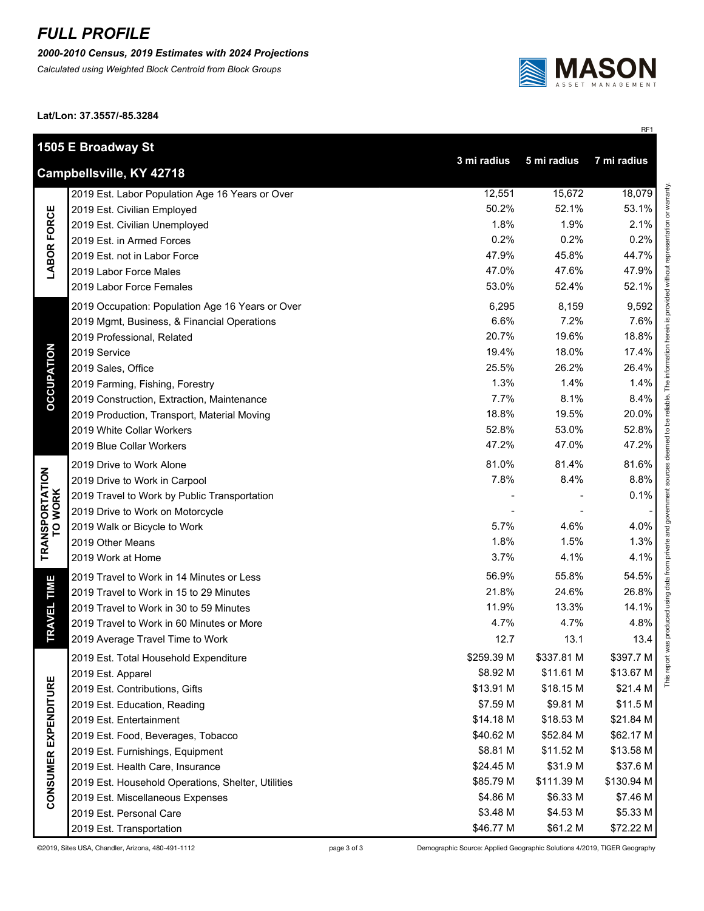# *FULL PROFILE*

***2000-2010 Census, 2019 Estimates with 2024 Projections***

*Calculated using Weighted Block Centroid from Block Groups*

MASON ASSET MANAGEMENT

**Lat/Lon: 37.3557/-85.3284**

RF1

| | **1505 E Broadway St, Campbellsville, KY 42718** | **3 mi radius** | **5 mi radius** | **7 mi radius** |
|---|---|---|---|---|
| **LABOR FORCE** | 2019 Est. Labor Population Age 16 Years or Over | 12,551 | 15,672 | 18,079 |
| | 2019 Est. Civilian Employed | 50.2% | 52.1% | 53.1% |
| | 2019 Est. Civilian Unemployed | 1.8% | 1.9% | 2.1% |
| | 2019 Est. in Armed Forces | 0.2% | 0.2% | 0.2% |
| | 2019 Est. not in Labor Force | 47.9% | 45.8% | 44.7% |
| | 2019 Labor Force Males | 47.0% | 47.6% | 47.9% |
| | 2019 Labor Force Females | 53.0% | 52.4% | 52.1% |
| **OCCUPATION** | 2019 Occupation: Population Age 16 Years or Over | 6,295 | 8,159 | 9,592 |
| | 2019 Mgmt, Business, & Financial Operations | 6.6% | 7.2% | 7.6% |
| | 2019 Professional, Related | 20.7% | 19.6% | 18.8% |
| | 2019 Service | 19.4% | 18.0% | 17.4% |
| | 2019 Sales, Office | 25.5% | 26.2% | 26.4% |
| | 2019 Farming, Fishing, Forestry | 1.3% | 1.4% | 1.4% |
| | 2019 Construction, Extraction, Maintenance | 7.7% | 8.1% | 8.4% |
| | 2019 Production, Transport, Material Moving | 18.8% | 19.5% | 20.0% |
| | 2019 White Collar Workers | 52.8% | 53.0% | 52.8% |
| | 2019 Blue Collar Workers | 47.2% | 47.0% | 47.2% |
| **TRANSPORTATION TO WORK** | 2019 Drive to Work Alone | 81.0% | 81.4% | 81.6% |
| | 2019 Drive to Work in Carpool | 7.8% | 8.4% | 8.8% |
| | 2019 Travel to Work by Public Transportation | - | - | 0.1% |
| | 2019 Drive to Work on Motorcycle | - | - | - |
| | 2019 Walk or Bicycle to Work | 5.7% | 4.6% | 4.0% |
| | 2019 Other Means | 1.8% | 1.5% | 1.3% |
| | 2019 Work at Home | 3.7% | 4.1% | 4.1% |
| **TRAVEL TIME** | 2019 Travel to Work in 14 Minutes or Less | 56.9% | 55.8% | 54.5% |
| | 2019 Travel to Work in 15 to 29 Minutes | 21.8% | 24.6% | 26.8% |
| | 2019 Travel to Work in 30 to 59 Minutes | 11.9% | 13.3% | 14.1% |
| | 2019 Travel to Work in 60 Minutes or More | 4.7% | 4.7% | 4.8% |
| | 2019 Average Travel Time to Work | 12.7 | 13.1 | 13.4 |
| **CONSUMER EXPENDITURE** | 2019 Est. Total Household Expenditure | $259.39 M | $337.81 M | $397.7 M |
| | 2019 Est. Apparel | $8.92 M | $11.61 M | $13.67 M |
| | 2019 Est. Contributions, Gifts | $13.91 M | $18.15 M | $21.4 M |
| | 2019 Est. Education, Reading | $7.59 M | $9.81 M | $11.5 M |
| | 2019 Est. Entertainment | $14.18 M | $18.53 M | $21.84 M |
| | 2019 Est. Food, Beverages, Tobacco | $40.62 M | $52.84 M | $62.17 M |
| | 2019 Est. Furnishings, Equipment | $8.81 M | $11.52 M | $13.58 M |
| | 2019 Est. Health Care, Insurance | $24.45 M | $31.9 M | $37.6 M |
| | 2019 Est. Household Operations, Shelter, Utilities | $85.79 M | $111.39 M | $130.94 M |
| | 2019 Est. Miscellaneous Expenses | $4.86 M | $6.33 M | $7.46 M |
| | 2019 Est. Personal Care | $3.48 M | $4.53 M | $5.33 M |
| | 2019 Est. Transportation | $46.77 M | $61.2 M | $72.22 M |

This report was produced using data from private and government sources deemed to be reliable. The information herein is provided without representation or warranty.

©2019, Sites USA, Chandler, Arizona, 480-491-1112

Demographic Source: Applied Geographic Solutions 4/2019, TIGER Geography